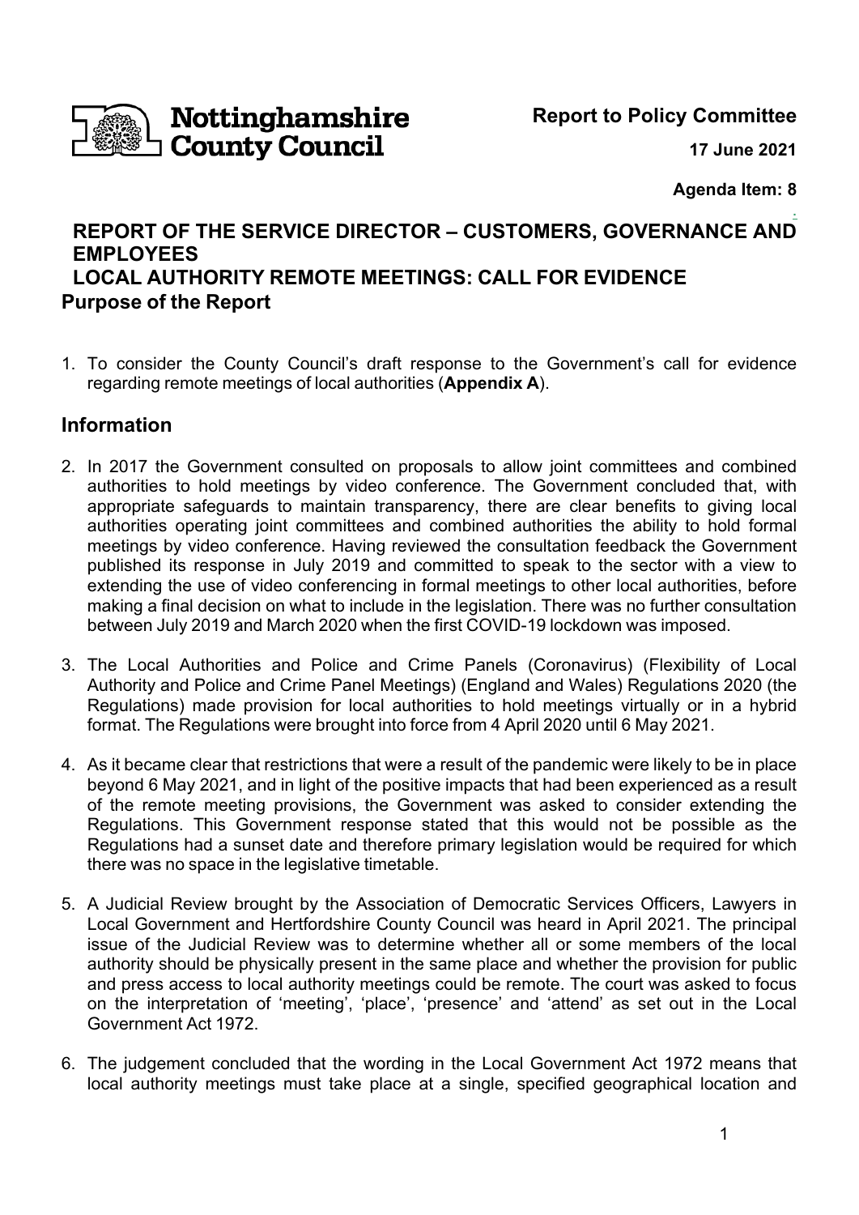**Nottinghamshire County Council**

**Report to Policy Committee**

**17 June 2021**

**Agenda Item: 8**

## REPORT OF THE SERVICE DIRECTOR – CUSTOMERS, GOVERNANCE AND EMPLOYEES

## LOCAL AUTHORITY REMOTE MEETINGS: CALL FOR EVIDENCE

## Purpose of the Report

1. To consider the County Council's draft response to the Government's call for evidence regarding remote meetings of local authorities (**Appendix A**).

## Information

2. In 2017 the Government consulted on proposals to allow joint committees and combined authorities to hold meetings by video conference. The Government concluded that, with appropriate safeguards to maintain transparency, there are clear benefits to giving local authorities operating joint committees and combined authorities the ability to hold formal meetings by video conference. Having reviewed the consultation feedback the Government published its response in July 2019 and committed to speak to the sector with a view to extending the use of video conferencing in formal meetings to other local authorities, before making a final decision on what to include in the legislation. There was no further consultation between July 2019 and March 2020 when the first COVID-19 lockdown was imposed.

3. The Local Authorities and Police and Crime Panels (Coronavirus) (Flexibility of Local Authority and Police and Crime Panel Meetings) (England and Wales) Regulations 2020 (the Regulations) made provision for local authorities to hold meetings virtually or in a hybrid format. The Regulations were brought into force from 4 April 2020 until 6 May 2021.

4. As it became clear that restrictions that were a result of the pandemic were likely to be in place beyond 6 May 2021, and in light of the positive impacts that had been experienced as a result of the remote meeting provisions, the Government was asked to consider extending the Regulations. This Government response stated that this would not be possible as the Regulations had a sunset date and therefore primary legislation would be required for which there was no space in the legislative timetable.

5. A Judicial Review brought by the Association of Democratic Services Officers, Lawyers in Local Government and Hertfordshire County Council was heard in April 2021. The principal issue of the Judicial Review was to determine whether all or some members of the local authority should be physically present in the same place and whether the provision for public and press access to local authority meetings could be remote. The court was asked to focus on the interpretation of 'meeting', 'place', 'presence' and 'attend' as set out in the Local Government Act 1972.

6. The judgement concluded that the wording in the Local Government Act 1972 means that local authority meetings must take place at a single, specified geographical location and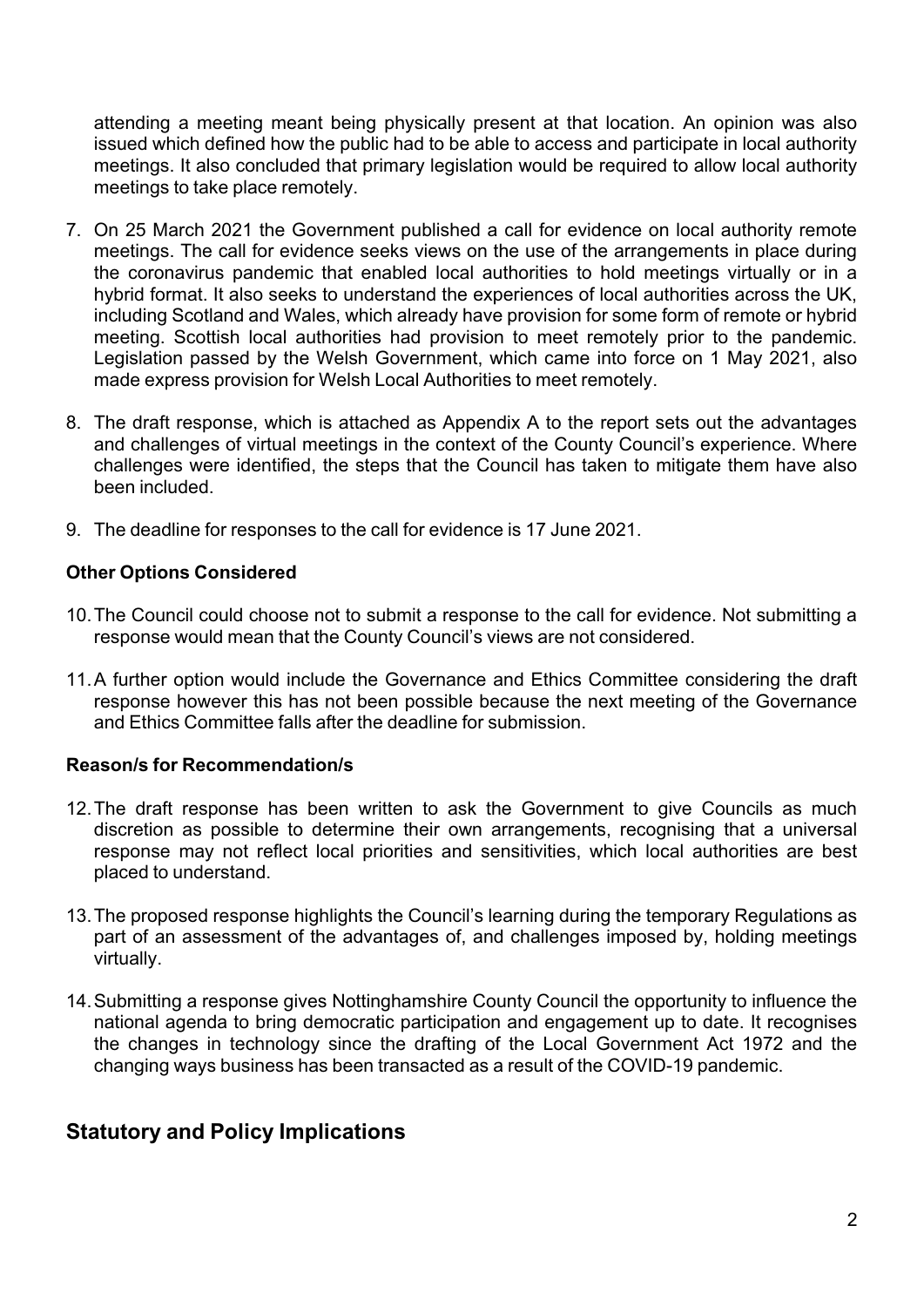attending a meeting meant being physically present at that location. An opinion was also issued which defined how the public had to be able to access and participate in local authority meetings. It also concluded that primary legislation would be required to allow local authority meetings to take place remotely.

7. On 25 March 2021 the Government published a call for evidence on local authority remote meetings. The call for evidence seeks views on the use of the arrangements in place during the coronavirus pandemic that enabled local authorities to hold meetings virtually or in a hybrid format. It also seeks to understand the experiences of local authorities across the UK, including Scotland and Wales, which already have provision for some form of remote or hybrid meeting. Scottish local authorities had provision to meet remotely prior to the pandemic. Legislation passed by the Welsh Government, which came into force on 1 May 2021, also made express provision for Welsh Local Authorities to meet remotely.

8. The draft response, which is attached as Appendix A to the report sets out the advantages and challenges of virtual meetings in the context of the County Council's experience. Where challenges were identified, the steps that the Council has taken to mitigate them have also been included.

9. The deadline for responses to the call for evidence is 17 June 2021.

**Other Options Considered**

10. The Council could choose not to submit a response to the call for evidence. Not submitting a response would mean that the County Council's views are not considered.

11. A further option would include the Governance and Ethics Committee considering the draft response however this has not been possible because the next meeting of the Governance and Ethics Committee falls after the deadline for submission.

**Reason/s for Recommendation/s**

12. The draft response has been written to ask the Government to give Councils as much discretion as possible to determine their own arrangements, recognising that a universal response may not reflect local priorities and sensitivities, which local authorities are best placed to understand.

13. The proposed response highlights the Council's learning during the temporary Regulations as part of an assessment of the advantages of, and challenges imposed by, holding meetings virtually.

14. Submitting a response gives Nottinghamshire County Council the opportunity to influence the national agenda to bring democratic participation and engagement up to date. It recognises the changes in technology since the drafting of the Local Government Act 1972 and the changing ways business has been transacted as a result of the COVID-19 pandemic.

## Statutory and Policy Implications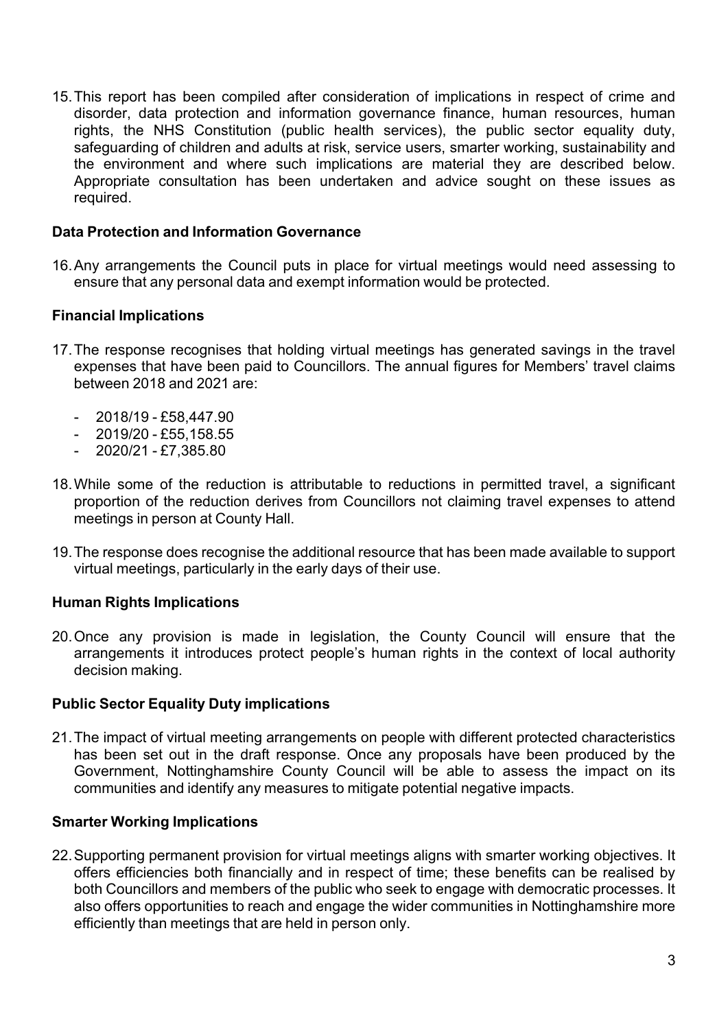15. This report has been compiled after consideration of implications in respect of crime and disorder, data protection and information governance finance, human resources, human rights, the NHS Constitution (public health services), the public sector equality duty, safeguarding of children and adults at risk, service users, smarter working, sustainability and the environment and where such implications are material they are described below. Appropriate consultation has been undertaken and advice sought on these issues as required.

**Data Protection and Information Governance**

16. Any arrangements the Council puts in place for virtual meetings would need assessing to ensure that any personal data and exempt information would be protected.

**Financial Implications**

17. The response recognises that holding virtual meetings has generated savings in the travel expenses that have been paid to Councillors. The annual figures for Members' travel claims between 2018 and 2021 are:

- 2018/19 - £58,447.90
- 2019/20 - £55,158.55
- 2020/21 - £7,385.80

18. While some of the reduction is attributable to reductions in permitted travel, a significant proportion of the reduction derives from Councillors not claiming travel expenses to attend meetings in person at County Hall.

19. The response does recognise the additional resource that has been made available to support virtual meetings, particularly in the early days of their use.

**Human Rights Implications**

20. Once any provision is made in legislation, the County Council will ensure that the arrangements it introduces protect people's human rights in the context of local authority decision making.

**Public Sector Equality Duty implications**

21. The impact of virtual meeting arrangements on people with different protected characteristics has been set out in the draft response. Once any proposals have been produced by the Government, Nottinghamshire County Council will be able to assess the impact on its communities and identify any measures to mitigate potential negative impacts.

**Smarter Working Implications**

22. Supporting permanent provision for virtual meetings aligns with smarter working objectives. It offers efficiencies both financially and in respect of time; these benefits can be realised by both Councillors and members of the public who seek to engage with democratic processes. It also offers opportunities to reach and engage the wider communities in Nottinghamshire more efficiently than meetings that are held in person only.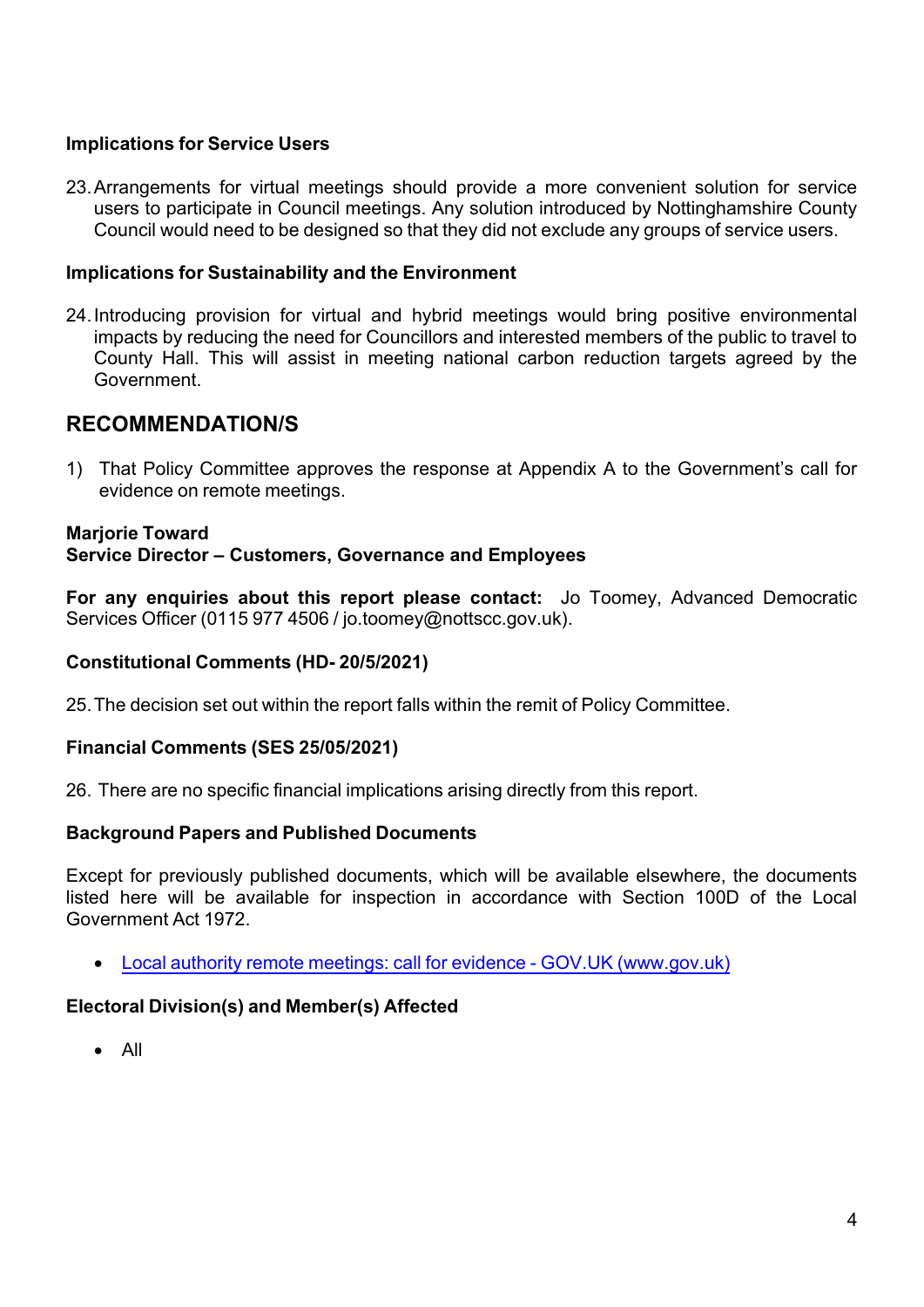**Implications for Service Users**

23. Arrangements for virtual meetings should provide a more convenient solution for service users to participate in Council meetings. Any solution introduced by Nottinghamshire County Council would need to be designed so that they did not exclude any groups of service users.

**Implications for Sustainability and the Environment**

24. Introducing provision for virtual and hybrid meetings would bring positive environmental impacts by reducing the need for Councillors and interested members of the public to travel to County Hall. This will assist in meeting national carbon reduction targets agreed by the Government.

## RECOMMENDATION/S

1) That Policy Committee approves the response at Appendix A to the Government's call for evidence on remote meetings.

**Marjorie Toward**
**Service Director – Customers, Governance and Employees**

**For any enquiries about this report please contact:** Jo Toomey, Advanced Democratic Services Officer (0115 977 4506 / jo.toomey@nottscc.gov.uk).

**Constitutional Comments (HD- 20/5/2021)**

25. The decision set out within the report falls within the remit of Policy Committee.

**Financial Comments (SES 25/05/2021)**

26. There are no specific financial implications arising directly from this report.

**Background Papers and Published Documents**

Except for previously published documents, which will be available elsewhere, the documents listed here will be available for inspection in accordance with Section 100D of the Local Government Act 1972.

- Local authority remote meetings: call for evidence - GOV.UK (www.gov.uk)

**Electoral Division(s) and Member(s) Affected**

- All